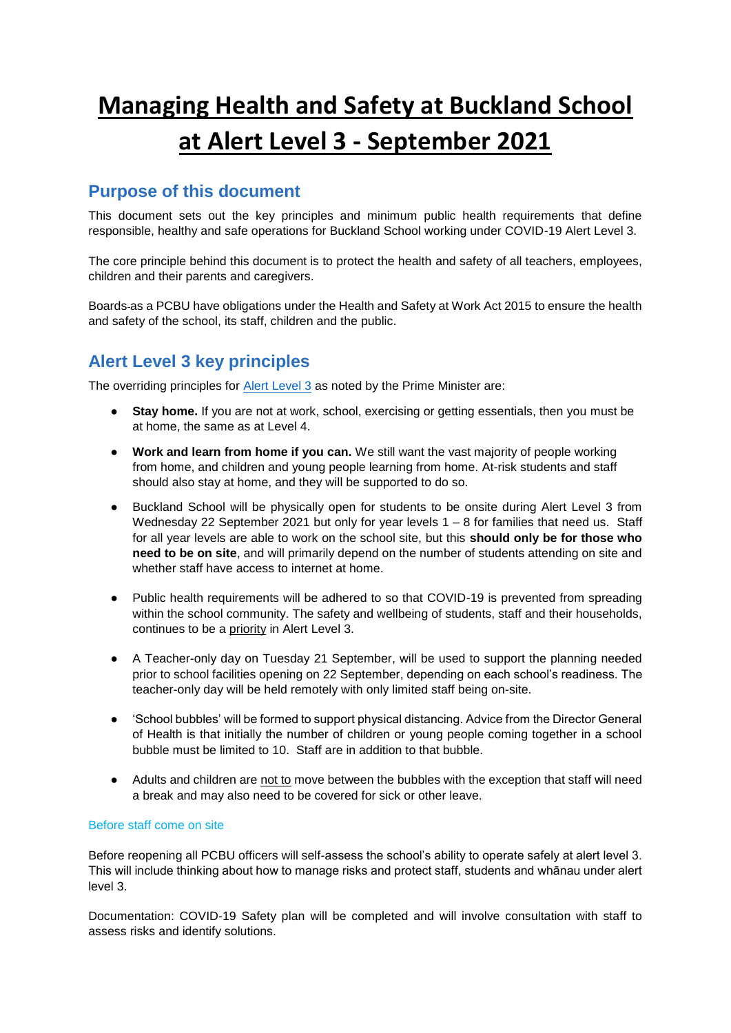# Managing Health and Safety at Buckland School at Alert Level 3 - September 2021

## Purpose of this document

This document sets out the key principles and minimum public health requirements that define responsible, healthy and safe operations for Buckland School working under COVID-19 Alert Level 3.

The core principle behind this document is to protect the health and safety of all teachers, employees, children and their parents and caregivers.

Boards as a PCBU have obligations under the Health and Safety at Work Act 2015 to ensure the health and safety of the school, its staff, children and the public.

## Alert Level 3 key principles

The overriding principles for Alert Level 3 as noted by the Prime Minister are:

- **Stay home.** If you are not at work, school, exercising or getting essentials, then you must be at home, the same as at Level 4.
- **Work and learn from home if you can.** We still want the vast majority of people working from home, and children and young people learning from home. At-risk students and staff should also stay at home, and they will be supported to do so.
- Buckland School will be physically open for students to be onsite during Alert Level 3 from Wednesday 22 September 2021 but only for year levels 1 – 8 for families that need us. Staff for all year levels are able to work on the school site, but this **should only be for those who need to be on site**, and will primarily depend on the number of students attending on site and whether staff have access to internet at home.
- Public health requirements will be adhered to so that COVID-19 is prevented from spreading within the school community. The safety and wellbeing of students, staff and their households, continues to be a priority in Alert Level 3.
- A Teacher-only day on Tuesday 21 September, will be used to support the planning needed prior to school facilities opening on 22 September, depending on each school's readiness. The teacher-only day will be held remotely with only limited staff being on-site.
- 'School bubbles' will be formed to support physical distancing. Advice from the Director General of Health is that initially the number of children or young people coming together in a school bubble must be limited to 10. Staff are in addition to that bubble.
- Adults and children are not to move between the bubbles with the exception that staff will need a break and may also need to be covered for sick or other leave.

### Before staff come on site

Before reopening all PCBU officers will self-assess the school's ability to operate safely at alert level 3. This will include thinking about how to manage risks and protect staff, students and whānau under alert level 3.

Documentation: COVID-19 Safety plan will be completed and will involve consultation with staff to assess risks and identify solutions.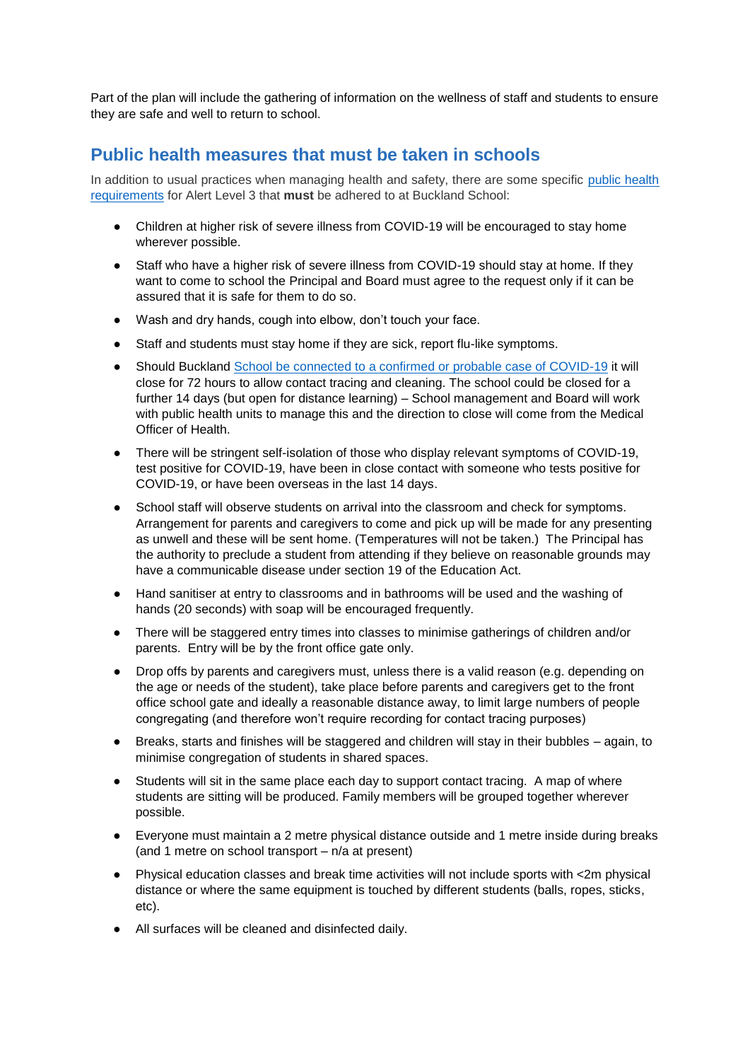Part of the plan will include the gathering of information on the wellness of staff and students to ensure they are safe and well to return to school.

## Public health measures that must be taken in schools

In addition to usual practices when managing health and safety, there are some specific public health requirements for Alert Level 3 that **must** be adhered to at Buckland School:

- Children at higher risk of severe illness from COVID-19 will be encouraged to stay home wherever possible.
- Staff who have a higher risk of severe illness from COVID-19 should stay at home. If they want to come to school the Principal and Board must agree to the request only if it can be assured that it is safe for them to do so.
- Wash and dry hands, cough into elbow, don't touch your face.
- Staff and students must stay home if they are sick, report flu-like symptoms.
- Should Buckland School be connected to a confirmed or probable case of COVID-19 it will close for 72 hours to allow contact tracing and cleaning. The school could be closed for a further 14 days (but open for distance learning) – School management and Board will work with public health units to manage this and the direction to close will come from the Medical Officer of Health.
- There will be stringent self-isolation of those who display relevant symptoms of COVID-19, test positive for COVID-19, have been in close contact with someone who tests positive for COVID-19, or have been overseas in the last 14 days.
- School staff will observe students on arrival into the classroom and check for symptoms. Arrangement for parents and caregivers to come and pick up will be made for any presenting as unwell and these will be sent home. (Temperatures will not be taken.) The Principal has the authority to preclude a student from attending if they believe on reasonable grounds may have a communicable disease under section 19 of the Education Act.
- Hand sanitiser at entry to classrooms and in bathrooms will be used and the washing of hands (20 seconds) with soap will be encouraged frequently.
- There will be staggered entry times into classes to minimise gatherings of children and/or parents. Entry will be by the front office gate only.
- Drop offs by parents and caregivers must, unless there is a valid reason (e.g. depending on the age or needs of the student), take place before parents and caregivers get to the front office school gate and ideally a reasonable distance away, to limit large numbers of people congregating (and therefore won't require recording for contact tracing purposes)
- Breaks, starts and finishes will be staggered and children will stay in their bubbles – again, to minimise congregation of students in shared spaces.
- Students will sit in the same place each day to support contact tracing. A map of where students are sitting will be produced. Family members will be grouped together wherever possible.
- Everyone must maintain a 2 metre physical distance outside and 1 metre inside during breaks (and 1 metre on school transport – n/a at present)
- Physical education classes and break time activities will not include sports with <2m physical distance or where the same equipment is touched by different students (balls, ropes, sticks, etc).
- All surfaces will be cleaned and disinfected daily.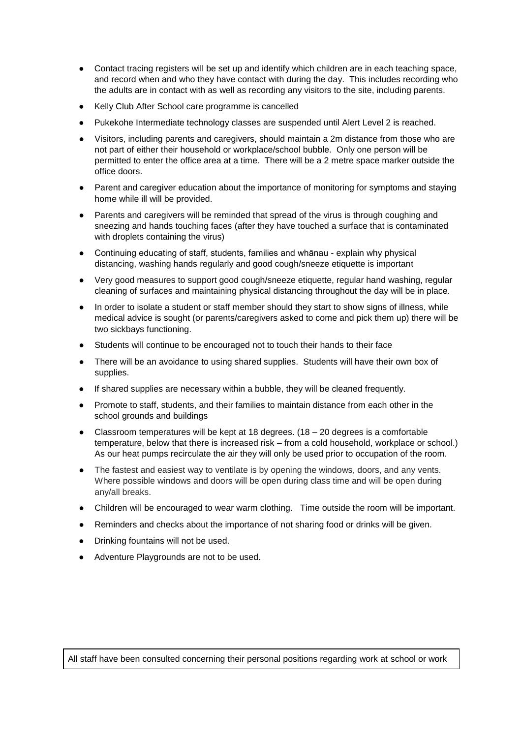- Contact tracing registers will be set up and identify which children are in each teaching space, and record when and who they have contact with during the day. This includes recording who the adults are in contact with as well as recording any visitors to the site, including parents.
- Kelly Club After School care programme is cancelled
- Pukekohe Intermediate technology classes are suspended until Alert Level 2 is reached.
- Visitors, including parents and caregivers, should maintain a 2m distance from those who are not part of either their household or workplace/school bubble. Only one person will be permitted to enter the office area at a time. There will be a 2 metre space marker outside the office doors.
- Parent and caregiver education about the importance of monitoring for symptoms and staying home while ill will be provided.
- Parents and caregivers will be reminded that spread of the virus is through coughing and sneezing and hands touching faces (after they have touched a surface that is contaminated with droplets containing the virus)
- Continuing educating of staff, students, families and whānau - explain why physical distancing, washing hands regularly and good cough/sneeze etiquette is important
- Very good measures to support good cough/sneeze etiquette, regular hand washing, regular cleaning of surfaces and maintaining physical distancing throughout the day will be in place.
- In order to isolate a student or staff member should they start to show signs of illness, while medical advice is sought (or parents/caregivers asked to come and pick them up) there will be two sickbays functioning.
- Students will continue to be encouraged not to touch their hands to their face
- There will be an avoidance to using shared supplies. Students will have their own box of supplies.
- If shared supplies are necessary within a bubble, they will be cleaned frequently.
- Promote to staff, students, and their families to maintain distance from each other in the school grounds and buildings
- Classroom temperatures will be kept at 18 degrees. (18 – 20 degrees is a comfortable temperature, below that there is increased risk – from a cold household, workplace or school.) As our heat pumps recirculate the air they will only be used prior to occupation of the room.
- The fastest and easiest way to ventilate is by opening the windows, doors, and any vents. Where possible windows and doors will be open during class time and will be open during any/all breaks.
- Children will be encouraged to wear warm clothing. Time outside the room will be important.
- Reminders and checks about the importance of not sharing food or drinks will be given.
- Drinking fountains will not be used.
- Adventure Playgrounds are not to be used.

All staff have been consulted concerning their personal positions regarding work at school or work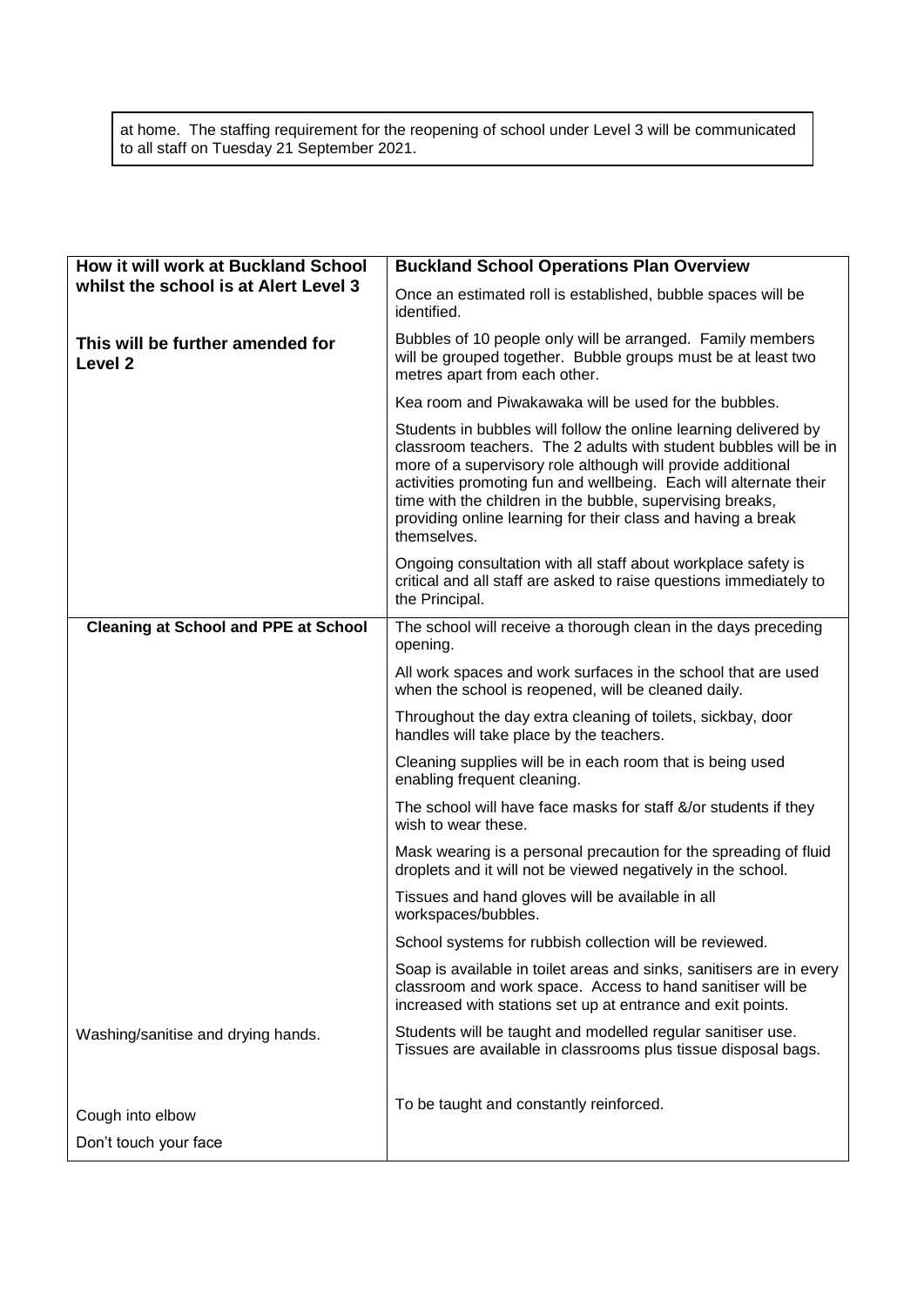at home. The staffing requirement for the reopening of school under Level 3 will be communicated to all staff on Tuesday 21 September 2021.

| **How it will work at Buckland School whilst the school is at Alert Level 3**<br><br>**This will be further amended for Level 2** | **Buckland School Operations Plan Overview** |
|---|---|
| | Once an estimated roll is established, bubble spaces will be identified. |
| | Bubbles of 10 people only will be arranged. Family members will be grouped together. Bubble groups must be at least two metres apart from each other. |
| | Kea room and Piwakawaka will be used for the bubbles. |
| | Students in bubbles will follow the online learning delivered by classroom teachers. The 2 adults with student bubbles will be in more of a supervisory role although will provide additional activities promoting fun and wellbeing. Each will alternate their time with the children in the bubble, supervising breaks, providing online learning for their class and having a break themselves. |
| | Ongoing consultation with all staff about workplace safety is critical and all staff are asked to raise questions immediately to the Principal. |
| **Cleaning at School and PPE at School** | The school will receive a thorough clean in the days preceding opening. |
| | All work spaces and work surfaces in the school that are used when the school is reopened, will be cleaned daily. |
| | Throughout the day extra cleaning of toilets, sickbay, door handles will take place by the teachers. |
| | Cleaning supplies will be in each room that is being used enabling frequent cleaning. |
| | The school will have face masks for staff &/or students if they wish to wear these. |
| | Mask wearing is a personal precaution for the spreading of fluid droplets and it will not be viewed negatively in the school. |
| | Tissues and hand gloves will be available in all workspaces/bubbles. |
| | School systems for rubbish collection will be reviewed. |
| | Soap is available in toilet areas and sinks, sanitisers are in every classroom and work space. Access to hand sanitiser will be increased with stations set up at entrance and exit points. |
| Washing/sanitise and drying hands. | Students will be taught and modelled regular sanitiser use. Tissues are available in classrooms plus tissue disposal bags. |
| Cough into elbow<br><br>Don't touch your face | To be taught and constantly reinforced. |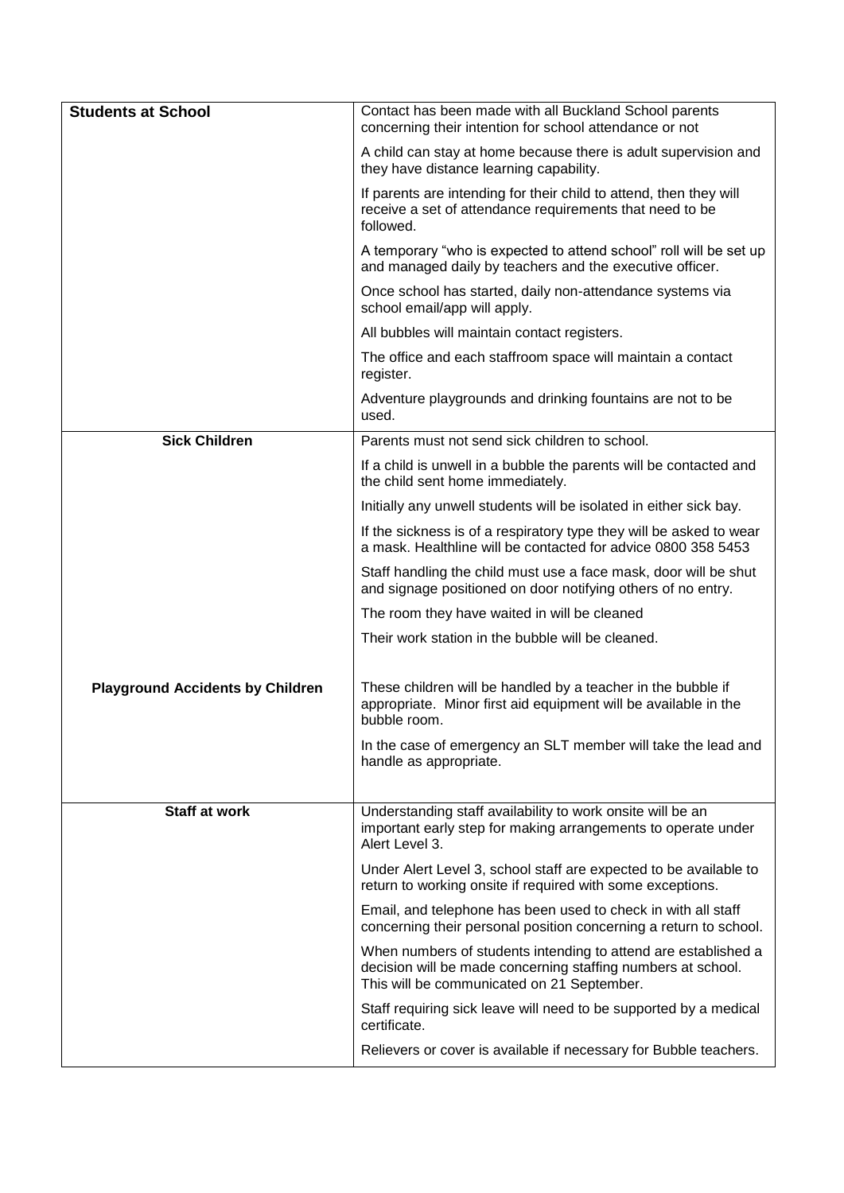| | |
|---|---|
| **Students at School** | Contact has been made with all Buckland School parents concerning their intention for school attendance or not<br><br>A child can stay at home because there is adult supervision and they have distance learning capability.<br><br>If parents are intending for their child to attend, then they will receive a set of attendance requirements that need to be followed.<br><br>A temporary "who is expected to attend school" roll will be set up and managed daily by teachers and the executive officer.<br><br>Once school has started, daily non-attendance systems via school email/app will apply.<br><br>All bubbles will maintain contact registers.<br><br>The office and each staffroom space will maintain a contact register.<br><br>Adventure playgrounds and drinking fountains are not to be used. |
| **Sick Children**<br><br><br><br><br><br><br><br><br><br><br><br>**Playground Accidents by Children** | Parents must not send sick children to school.<br><br>If a child is unwell in a bubble the parents will be contacted and the child sent home immediately.<br><br>Initially any unwell students will be isolated in either sick bay.<br><br>If the sickness is of a respiratory type they will be asked to wear a mask. Healthline will be contacted for advice 0800 358 5453<br><br>Staff handling the child must use a face mask, door will be shut and signage positioned on door notifying others of no entry.<br><br>The room they have waited in will be cleaned<br><br>Their work station in the bubble will be cleaned.<br><br>These children will be handled by a teacher in the bubble if appropriate. Minor first aid equipment will be available in the bubble room.<br><br>In the case of emergency an SLT member will take the lead and handle as appropriate. |
| **Staff at work** | Understanding staff availability to work onsite will be an important early step for making arrangements to operate under Alert Level 3.<br><br>Under Alert Level 3, school staff are expected to be available to return to working onsite if required with some exceptions.<br><br>Email, and telephone has been used to check in with all staff concerning their personal position concerning a return to school.<br><br>When numbers of students intending to attend are established a decision will be made concerning staffing numbers at school. This will be communicated on 21 September.<br><br>Staff requiring sick leave will need to be supported by a medical certificate.<br><br>Relievers or cover is available if necessary for Bubble teachers. |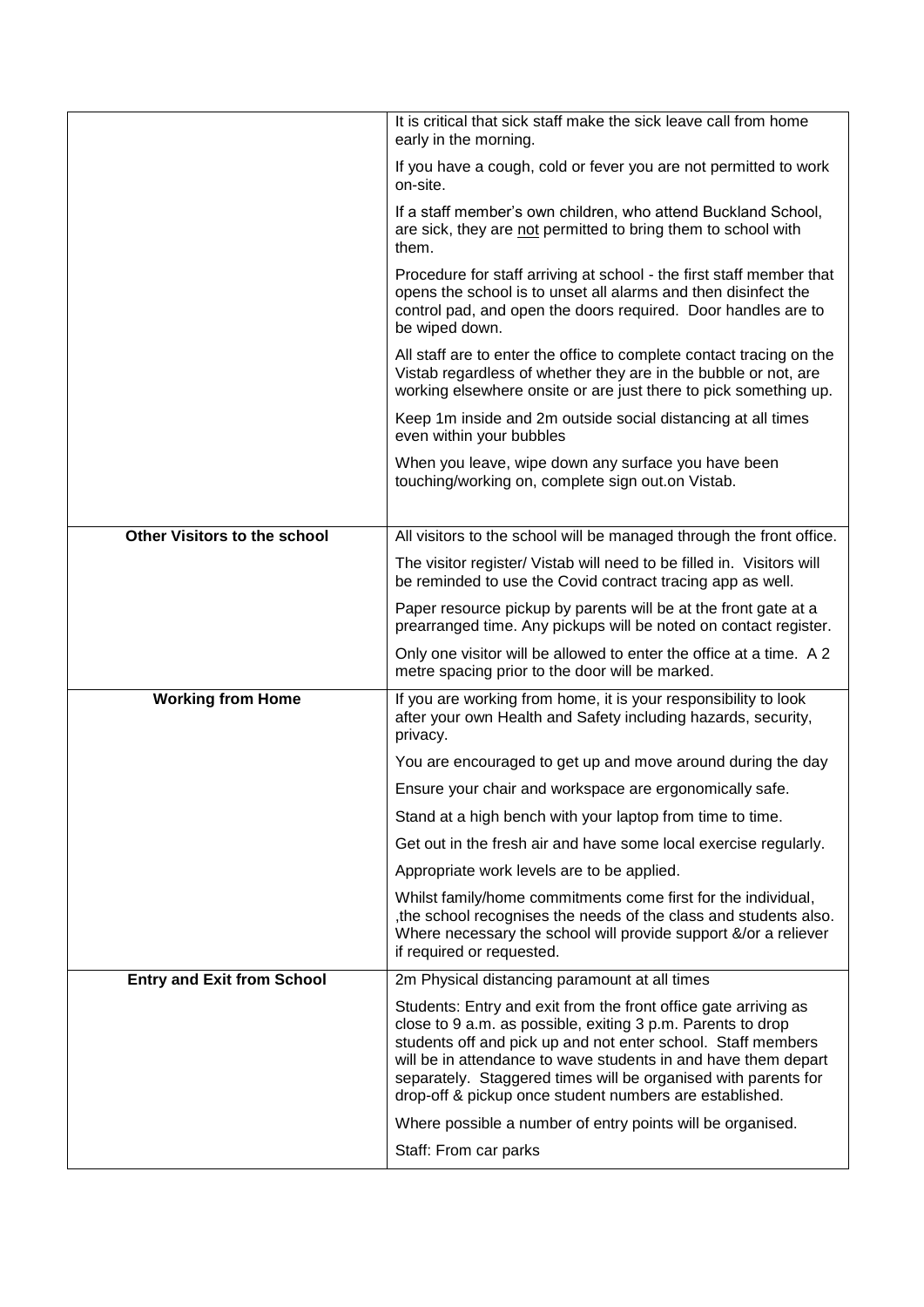| | |
|---|---|
| | It is critical that sick staff make the sick leave call from home early in the morning.<br><br>If you have a cough, cold or fever you are not permitted to work on-site.<br><br>If a staff member's own children, who attend Buckland School, are sick, they are not permitted to bring them to school with them.<br><br>Procedure for staff arriving at school - the first staff member that opens the school is to unset all alarms and then disinfect the control pad, and open the doors required. Door handles are to be wiped down.<br><br>All staff are to enter the office to complete contact tracing on the Vistab regardless of whether they are in the bubble or not, are working elsewhere onsite or are just there to pick something up.<br><br>Keep 1m inside and 2m outside social distancing at all times even within your bubbles<br><br>When you leave, wipe down any surface you have been touching/working on, complete sign out.on Vistab. |
| **Other Visitors to the school** | All visitors to the school will be managed through the front office.<br><br>The visitor register/ Vistab will need to be filled in. Visitors will be reminded to use the Covid contract tracing app as well.<br><br>Paper resource pickup by parents will be at the front gate at a prearranged time. Any pickups will be noted on contact register.<br><br>Only one visitor will be allowed to enter the office at a time. A 2 metre spacing prior to the door will be marked. |
| **Working from Home** | If you are working from home, it is your responsibility to look after your own Health and Safety including hazards, security, privacy.<br><br>You are encouraged to get up and move around during the day<br><br>Ensure your chair and workspace are ergonomically safe.<br><br>Stand at a high bench with your laptop from time to time.<br><br>Get out in the fresh air and have some local exercise regularly.<br><br>Appropriate work levels are to be applied.<br><br>Whilst family/home commitments come first for the individual, ,the school recognises the needs of the class and students also. Where necessary the school will provide support &/or a reliever if required or requested. |
| **Entry and Exit from School** | 2m Physical distancing paramount at all times<br><br>Students: Entry and exit from the front office gate arriving as close to 9 a.m. as possible, exiting 3 p.m. Parents to drop students off and pick up and not enter school. Staff members will be in attendance to wave students in and have them depart separately. Staggered times will be organised with parents for drop-off & pickup once student numbers are established.<br><br>Where possible a number of entry points will be organised.<br><br>Staff: From car parks |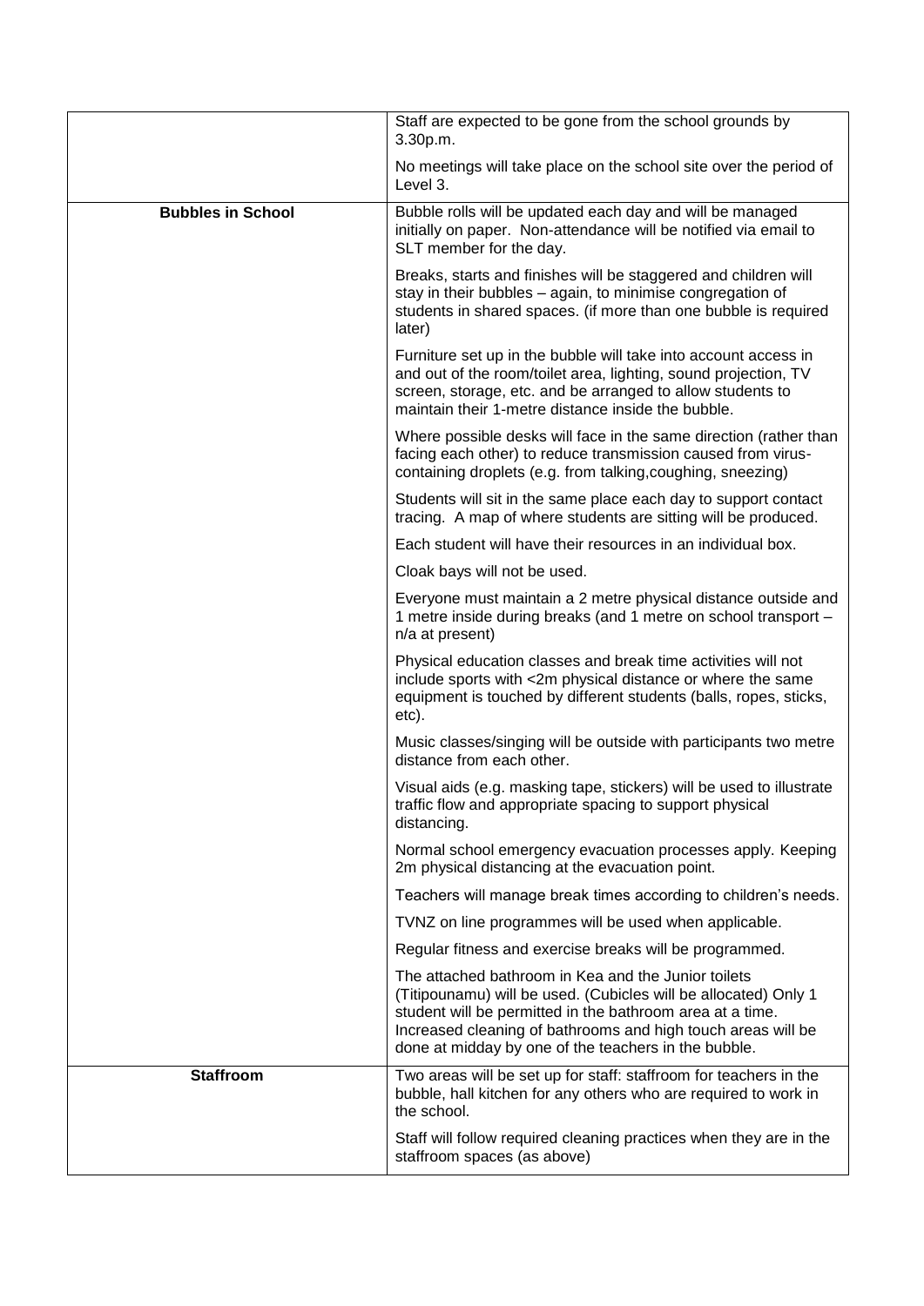| | |
|---|---|
| | Staff are expected to be gone from the school grounds by 3.30p.m.<br><br>No meetings will take place on the school site over the period of Level 3. |
| **Bubbles in School** | Bubble rolls will be updated each day and will be managed initially on paper. Non-attendance will be notified via email to SLT member for the day.<br><br>Breaks, starts and finishes will be staggered and children will stay in their bubbles – again, to minimise congregation of students in shared spaces. (if more than one bubble is required later)<br><br>Furniture set up in the bubble will take into account access in and out of the room/toilet area, lighting, sound projection, TV screen, storage, etc. and be arranged to allow students to maintain their 1-metre distance inside the bubble.<br><br>Where possible desks will face in the same direction (rather than facing each other) to reduce transmission caused from virus-containing droplets (e.g. from talking,coughing, sneezing)<br><br>Students will sit in the same place each day to support contact tracing. A map of where students are sitting will be produced.<br><br>Each student will have their resources in an individual box.<br><br>Cloak bays will not be used.<br><br>Everyone must maintain a 2 metre physical distance outside and 1 metre inside during breaks (and 1 metre on school transport – n/a at present)<br><br>Physical education classes and break time activities will not include sports with <2m physical distance or where the same equipment is touched by different students (balls, ropes, sticks, etc).<br><br>Music classes/singing will be outside with participants two metre distance from each other.<br><br>Visual aids (e.g. masking tape, stickers) will be used to illustrate traffic flow and appropriate spacing to support physical distancing.<br><br>Normal school emergency evacuation processes apply. Keeping 2m physical distancing at the evacuation point.<br><br>Teachers will manage break times according to children's needs.<br><br>TVNZ on line programmes will be used when applicable.<br><br>Regular fitness and exercise breaks will be programmed.<br><br>The attached bathroom in Kea and the Junior toilets (Titipounamu) will be used. (Cubicles will be allocated) Only 1 student will be permitted in the bathroom area at a time. Increased cleaning of bathrooms and high touch areas will be done at midday by one of the teachers in the bubble. |
| **Staffroom** | Two areas will be set up for staff: staffroom for teachers in the bubble, hall kitchen for any others who are required to work in the school.<br><br>Staff will follow required cleaning practices when they are in the staffroom spaces (as above) |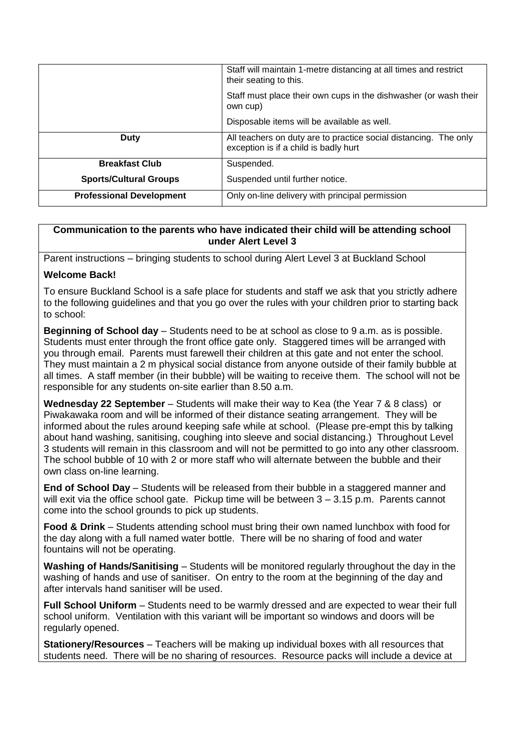| | |
|---|---|
| | Staff will maintain 1-metre distancing at all times and restrict their seating to this.<br><br>Staff must place their own cups in the dishwasher (or wash their own cup)<br><br>Disposable items will be available as well. |
| **Duty** | All teachers on duty are to practice social distancing. The only exception is if a child is badly hurt |
| **Breakfast Club** | Suspended. |
| **Sports/Cultural Groups** | Suspended until further notice. |
| **Professional Development** | Only on-line delivery with principal permission |

**Communication to the parents who have indicated their child will be attending school under Alert Level 3**

Parent instructions – bringing students to school during Alert Level 3 at Buckland School

**Welcome Back!**

To ensure Buckland School is a safe place for students and staff we ask that you strictly adhere to the following guidelines and that you go over the rules with your children prior to starting back to school:

**Beginning of School day** – Students need to be at school as close to 9 a.m. as is possible. Students must enter through the front office gate only. Staggered times will be arranged with you through email. Parents must farewell their children at this gate and not enter the school. They must maintain a 2 m physical social distance from anyone outside of their family bubble at all times. A staff member (in their bubble) will be waiting to receive them. The school will not be responsible for any students on-site earlier than 8.50 a.m.

**Wednesday 22 September** – Students will make their way to Kea (the Year 7 & 8 class) or Piwakawaka room and will be informed of their distance seating arrangement. They will be informed about the rules around keeping safe while at school. (Please pre-empt this by talking about hand washing, sanitising, coughing into sleeve and social distancing.) Throughout Level 3 students will remain in this classroom and will not be permitted to go into any other classroom. The school bubble of 10 with 2 or more staff who will alternate between the bubble and their own class on-line learning.

**End of School Day** – Students will be released from their bubble in a staggered manner and will exit via the office school gate. Pickup time will be between 3 – 3.15 p.m. Parents cannot come into the school grounds to pick up students.

**Food & Drink** – Students attending school must bring their own named lunchbox with food for the day along with a full named water bottle. There will be no sharing of food and water fountains will not be operating.

**Washing of Hands/Sanitising** – Students will be monitored regularly throughout the day in the washing of hands and use of sanitiser. On entry to the room at the beginning of the day and after intervals hand sanitiser will be used.

**Full School Uniform** – Students need to be warmly dressed and are expected to wear their full school uniform. Ventilation with this variant will be important so windows and doors will be regularly opened.

**Stationery/Resources** – Teachers will be making up individual boxes with all resources that students need. There will be no sharing of resources. Resource packs will include a device at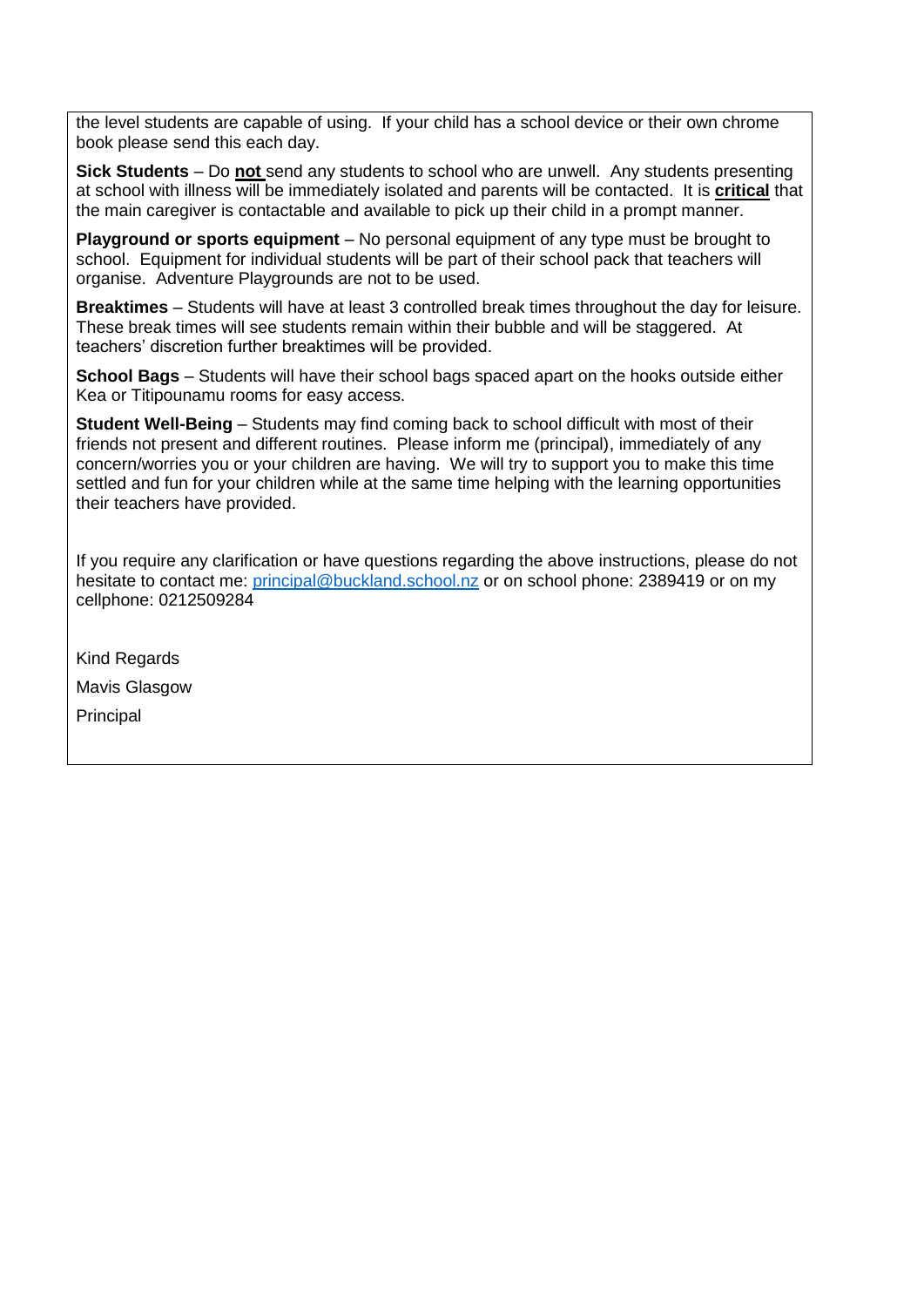the level students are capable of using. If your child has a school device or their own chrome book please send this each day.

**Sick Students** – Do **not** send any students to school who are unwell. Any students presenting at school with illness will be immediately isolated and parents will be contacted. It is **critical** that the main caregiver is contactable and available to pick up their child in a prompt manner.

**Playground or sports equipment** – No personal equipment of any type must be brought to school. Equipment for individual students will be part of their school pack that teachers will organise. Adventure Playgrounds are not to be used.

**Breaktimes** – Students will have at least 3 controlled break times throughout the day for leisure. These break times will see students remain within their bubble and will be staggered. At teachers' discretion further breaktimes will be provided.

**School Bags** – Students will have their school bags spaced apart on the hooks outside either Kea or Titipounamu rooms for easy access.

**Student Well-Being** – Students may find coming back to school difficult with most of their friends not present and different routines. Please inform me (principal), immediately of any concern/worries you or your children are having. We will try to support you to make this time settled and fun for your children while at the same time helping with the learning opportunities their teachers have provided.

If you require any clarification or have questions regarding the above instructions, please do not hesitate to contact me: principal@buckland.school.nz or on school phone: 2389419 or on my cellphone: 0212509284

Kind Regards

Mavis Glasgow

Principal